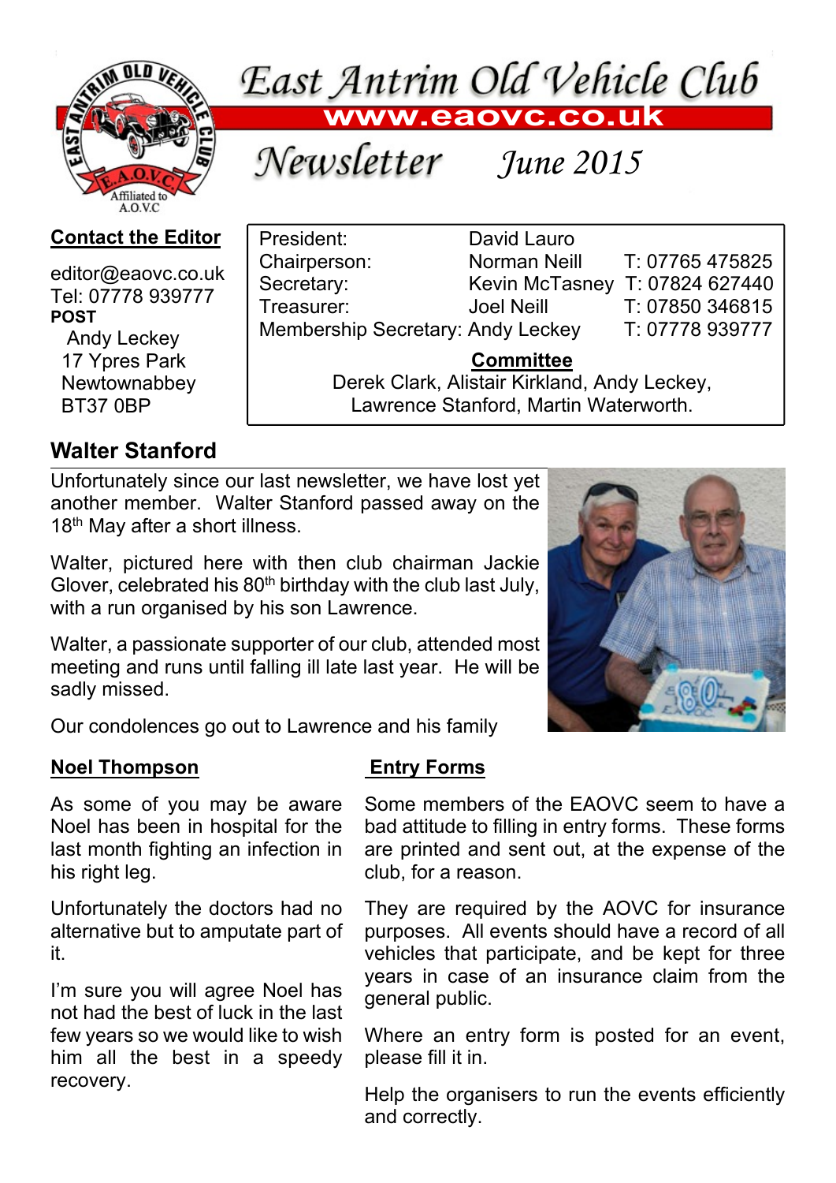# East Antrim Old Vehicle Club

**www.eaovc.co.uk**

## Newsletter June 2015

**Contact the Editor**

editor@eaovc.co.uk
Tel: 07778 939777
**POST**
Andy Leckey
17 Ypres Park
Newtownabbey
BT37 0BP

| | | |
|---|---|---|
| President: | David Lauro | |
| Chairperson: | Norman Neill | T: 07765 475825 |
| Secretary: | Kevin McTasney | T: 07824 627440 |
| Treasurer: | Joel Neill | T: 07850 346815 |
| Membership Secretary: | Andy Leckey | T: 07778 939777 |

**Committee**

Derek Clark, Alistair Kirkland, Andy Leckey, Lawrence Stanford, Martin Waterworth.

## Walter Stanford

Unfortunately since our last newsletter, we have lost yet another member. Walter Stanford passed away on the 18th May after a short illness.

Walter, pictured here with then club chairman Jackie Glover, celebrated his 80th birthday with the club last July, with a run organised by his son Lawrence.

Walter, a passionate supporter of our club, attended most meeting and runs until falling ill late last year. He will be sadly missed.

Our condolences go out to Lawrence and his family

## Noel Thompson

As some of you may be aware Noel has been in hospital for the last month fighting an infection in his right leg.

Unfortunately the doctors had no alternative but to amputate part of it.

I'm sure you will agree Noel has not had the best of luck in the last few years so we would like to wish him all the best in a speedy recovery.

## Entry Forms

Some members of the EAOVC seem to have a bad attitude to filling in entry forms. These forms are printed and sent out, at the expense of the club, for a reason.

They are required by the AOVC for insurance purposes. All events should have a record of all vehicles that participate, and be kept for three years in case of an insurance claim from the general public.

Where an entry form is posted for an event, please fill it in.

Help the organisers to run the events efficiently and correctly.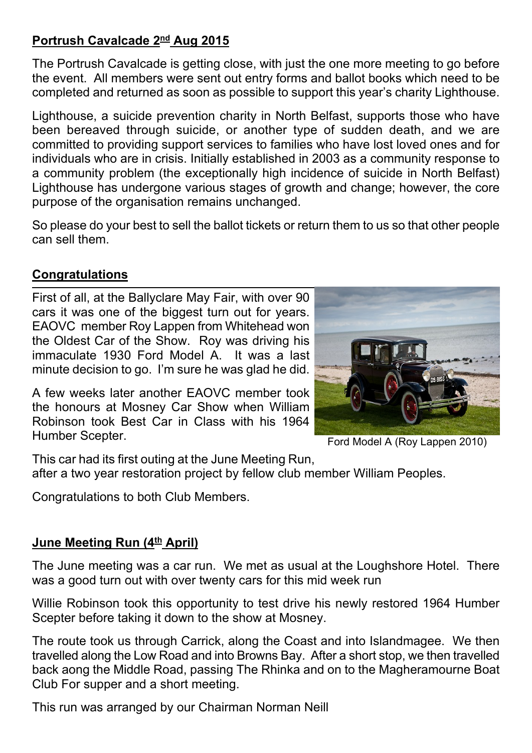## Portrush Cavalcade 2nd Aug 2015

The Portrush Cavalcade is getting close, with just the one more meeting to go before the event. All members were sent out entry forms and ballot books which need to be completed and returned as soon as possible to support this year's charity Lighthouse.

Lighthouse, a suicide prevention charity in North Belfast, supports those who have been bereaved through suicide, or another type of sudden death, and we are committed to providing support services to families who have lost loved ones and for individuals who are in crisis. Initially established in 2003 as a community response to a community problem (the exceptionally high incidence of suicide in North Belfast) Lighthouse has undergone various stages of growth and change; however, the core purpose of the organisation remains unchanged.

So please do your best to sell the ballot tickets or return them to us so that other people can sell them.

## Congratulations

First of all, at the Ballyclare May Fair, with over 90 cars it was one of the biggest turn out for years. EAOVC member Roy Lappen from Whitehead won the Oldest Car of the Show. Roy was driving his immaculate 1930 Ford Model A. It was a last minute decision to go. I'm sure he was glad he did.

A few weeks later another EAOVC member took the honours at Mosney Car Show when William Robinson took Best Car in Class with his 1964 Humber Scepter.

Ford Model A (Roy Lappen 2010)

This car had its first outing at the June Meeting Run, after a two year restoration project by fellow club member William Peoples.

Congratulations to both Club Members.

## June Meeting Run (4th April)

The June meeting was a car run. We met as usual at the Loughshore Hotel. There was a good turn out with over twenty cars for this mid week run

Willie Robinson took this opportunity to test drive his newly restored 1964 Humber Scepter before taking it down to the show at Mosney.

The route took us through Carrick, along the Coast and into Islandmagee. We then travelled along the Low Road and into Browns Bay. After a short stop, we then travelled back aong the Middle Road, passing The Rhinka and on to the Magheramourne Boat Club For supper and a short meeting.

This run was arranged by our Chairman Norman Neill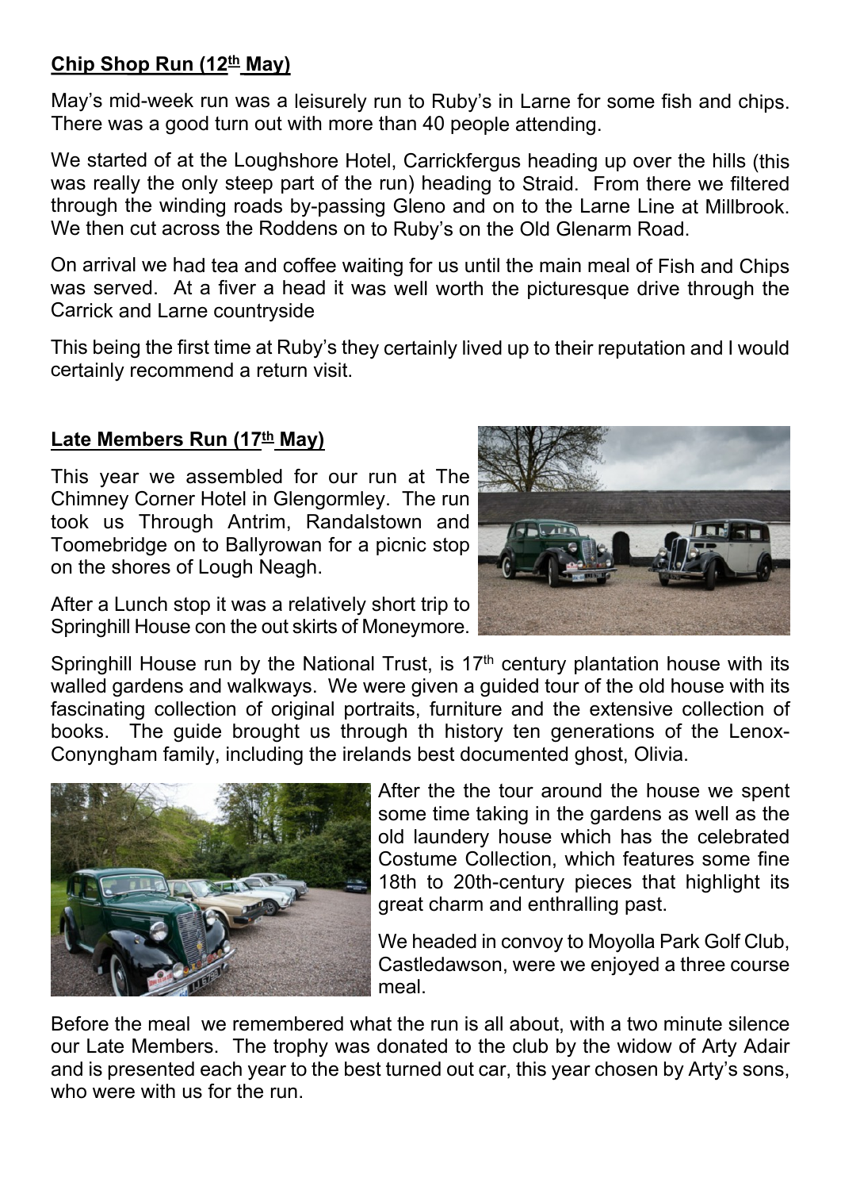## **Chip Shop Run (12[th] May)**

May's mid-week run was a leisurely run to Ruby's in Larne for some fish and chips. There was a good turn out with more than 40 people attending.

We started of at the Loughshore Hotel, Carrickfergus heading up over the hills (this was really the only steep part of the run) heading to Straid. From there we filtered through the winding roads by-passing Gleno and on to the Larne Line at Millbrook. We then cut across the Roddens on to Ruby's on the Old Glenarm Road.

On arrival we had tea and coffee waiting for us until the main meal of Fish and Chips was served. At a fiver a head it was well worth the picturesque drive through the Carrick and Larne countryside

This being the first time at Ruby's they certainly lived up to their reputation and I would certainly recommend a return visit.

## **Late Members Run (17[th] May)**

This year we assembled for our run at The Chimney Corner Hotel in Glengormley. The run took us Through Antrim, Randalstown and Toomebridge on to Ballyrowan for a picnic stop on the shores of Lough Neagh.

After a Lunch stop it was a relatively short trip to Springhill House con the out skirts of Moneymore.

Springhill House run by the National Trust, is 17[th] century plantation house with its walled gardens and walkways. We were given a guided tour of the old house with its fascinating collection of original portraits, furniture and the extensive collection of books. The guide brought us through th history ten generations of the Lenox-Conyngham family, including the irelands best documented ghost, Olivia.

After the the tour around the house we spent some time taking in the gardens as well as the old laundery house which has the celebrated Costume Collection, which features some fine 18th to 20th-century pieces that highlight its great charm and enthralling past.

We headed in convoy to Moyolla Park Golf Club, Castledawson, were we enjoyed a three course meal.

Before the meal we remembered what the run is all about, with a two minute silence our Late Members. The trophy was donated to the club by the widow of Arty Adair and is presented each year to the best turned out car, this year chosen by Arty's sons, who were with us for the run.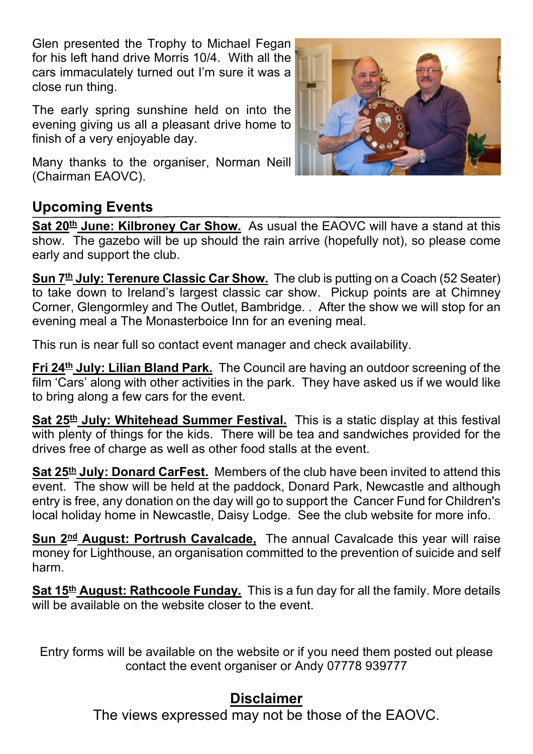Glen presented the Trophy to Michael Fegan for his left hand drive Morris 10/4. With all the cars immaculately turned out I'm sure it was a close run thing.

The early spring sunshine held on into the evening giving us all a pleasant drive home to finish of a very enjoyable day.

Many thanks to the organiser, Norman Neill (Chairman EAOVC).

## Upcoming Events

**Sat 20th June: Kilbroney Car Show.** As usual the EAOVC will have a stand at this show. The gazebo will be up should the rain arrive (hopefully not), so please come early and support the club.

**Sun 7th July: Terenure Classic Car Show.** The club is putting on a Coach (52 Seater) to take down to Ireland's largest classic car show. Pickup points are at Chimney Corner, Glengormley and The Outlet, Bambridge. . After the show we will stop for an evening meal a The Monasterboice Inn for an evening meal.

This run is near full so contact event manager and check availability.

**Fri 24th July: Lilian Bland Park.** The Council are having an outdoor screening of the film 'Cars' along with other activities in the park. They have asked us if we would like to bring along a few cars for the event.

**Sat 25th July: Whitehead Summer Festival.** This is a static display at this festival with plenty of things for the kids. There will be tea and sandwiches provided for the drives free of charge as well as other food stalls at the event.

**Sat 25th July: Donard CarFest.** Members of the club have been invited to attend this event. The show will be held at the paddock, Donard Park, Newcastle and although entry is free, any donation on the day will go to support the Cancer Fund for Children's local holiday home in Newcastle, Daisy Lodge. See the club website for more info.

**Sun 2nd August: Portrush Cavalcade,** The annual Cavalcade this year will raise money for Lighthouse, an organisation committed to the prevention of suicide and self harm.

**Sat 15th August: Rathcoole Funday.** This is a fun day for all the family. More details will be available on the website closer to the event.

Entry forms will be available on the website or if you need them posted out please contact the event organiser or Andy 07778 939777

## Disclaimer

The views expressed may not be those of the EAOVC.